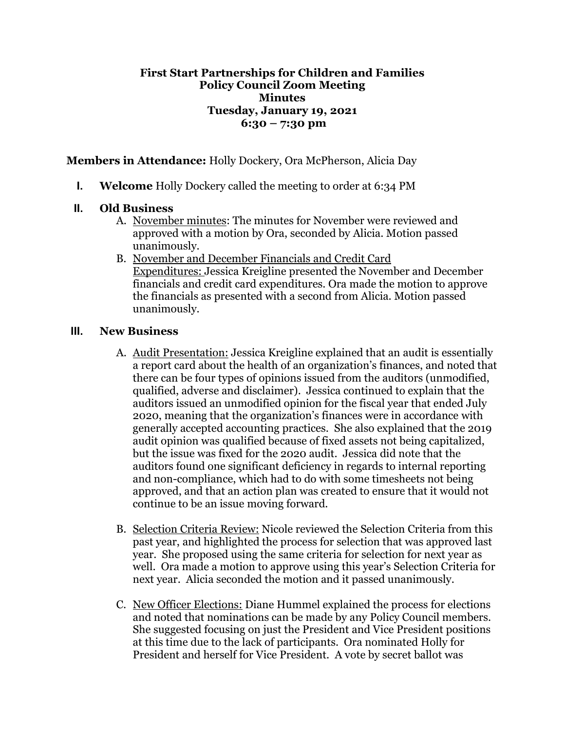**First Start Partnerships for Children and Families**
**Policy Council Zoom Meeting**
**Minutes**
**Tuesday, January 19, 2021**
**6:30 – 7:30 pm**

**Members in Attendance:** Holly Dockery, Ora McPherson, Alicia Day

I. **Welcome** Holly Dockery called the meeting to order at 6:34 PM

II. **Old Business**

   A. <u>November minutes</u>: The minutes for November were reviewed and approved with a motion by Ora, seconded by Alicia. Motion passed unanimously.

   B. <u>November and December Financials and Credit Card Expenditures:</u> Jessica Kreigline presented the November and December financials and credit card expenditures. Ora made the motion to approve the financials as presented with a second from Alicia. Motion passed unanimously.

III. **New Business**

   A. <u>Audit Presentation:</u> Jessica Kreigline explained that an audit is essentially a report card about the health of an organization's finances, and noted that there can be four types of opinions issued from the auditors (unmodified, qualified, adverse and disclaimer). Jessica continued to explain that the auditors issued an unmodified opinion for the fiscal year that ended July 2020, meaning that the organization's finances were in accordance with generally accepted accounting practices. She also explained that the 2019 audit opinion was qualified because of fixed assets not being capitalized, but the issue was fixed for the 2020 audit. Jessica did note that the auditors found one significant deficiency in regards to internal reporting and non-compliance, which had to do with some timesheets not being approved, and that an action plan was created to ensure that it would not continue to be an issue moving forward.

   B. <u>Selection Criteria Review:</u> Nicole reviewed the Selection Criteria from this past year, and highlighted the process for selection that was approved last year. She proposed using the same criteria for selection for next year as well. Ora made a motion to approve using this year's Selection Criteria for next year. Alicia seconded the motion and it passed unanimously.

   C. <u>New Officer Elections:</u> Diane Hummel explained the process for elections and noted that nominations can be made by any Policy Council members. She suggested focusing on just the President and Vice President positions at this time due to the lack of participants. Ora nominated Holly for President and herself for Vice President. A vote by secret ballot was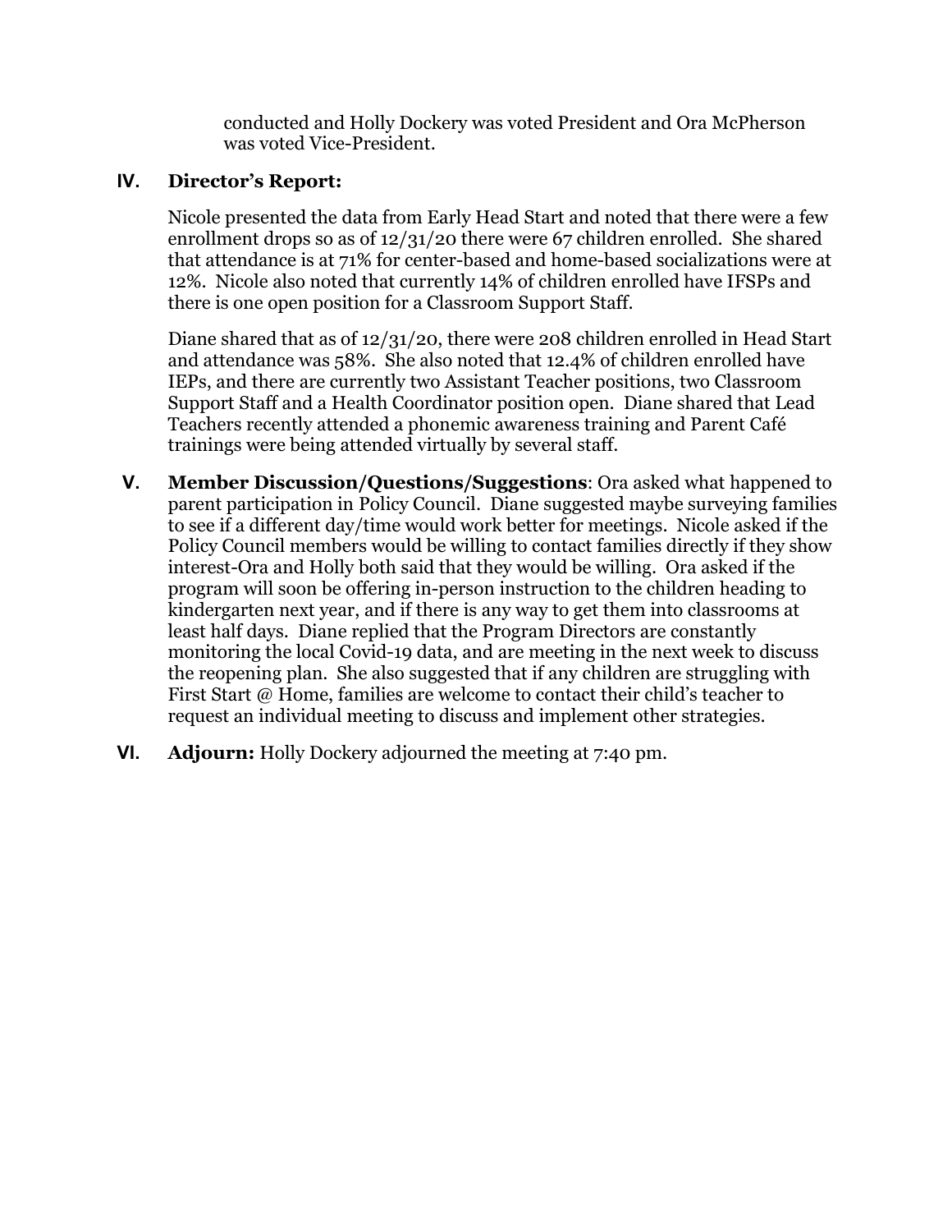conducted and Holly Dockery was voted President and Ora McPherson was voted Vice-President.

**IV. Director's Report:**

Nicole presented the data from Early Head Start and noted that there were a few enrollment drops so as of 12/31/20 there were 67 children enrolled. She shared that attendance is at 71% for center-based and home-based socializations were at 12%. Nicole also noted that currently 14% of children enrolled have IFSPs and there is one open position for a Classroom Support Staff.

Diane shared that as of 12/31/20, there were 208 children enrolled in Head Start and attendance was 58%. She also noted that 12.4% of children enrolled have IEPs, and there are currently two Assistant Teacher positions, two Classroom Support Staff and a Health Coordinator position open. Diane shared that Lead Teachers recently attended a phonemic awareness training and Parent Café trainings were being attended virtually by several staff.

**V. Member Discussion/Questions/Suggestions**: Ora asked what happened to parent participation in Policy Council. Diane suggested maybe surveying families to see if a different day/time would work better for meetings. Nicole asked if the Policy Council members would be willing to contact families directly if they show interest-Ora and Holly both said that they would be willing. Ora asked if the program will soon be offering in-person instruction to the children heading to kindergarten next year, and if there is any way to get them into classrooms at least half days. Diane replied that the Program Directors are constantly monitoring the local Covid-19 data, and are meeting in the next week to discuss the reopening plan. She also suggested that if any children are struggling with First Start @ Home, families are welcome to contact their child's teacher to request an individual meeting to discuss and implement other strategies.

**VI. Adjourn:** Holly Dockery adjourned the meeting at 7:40 pm.